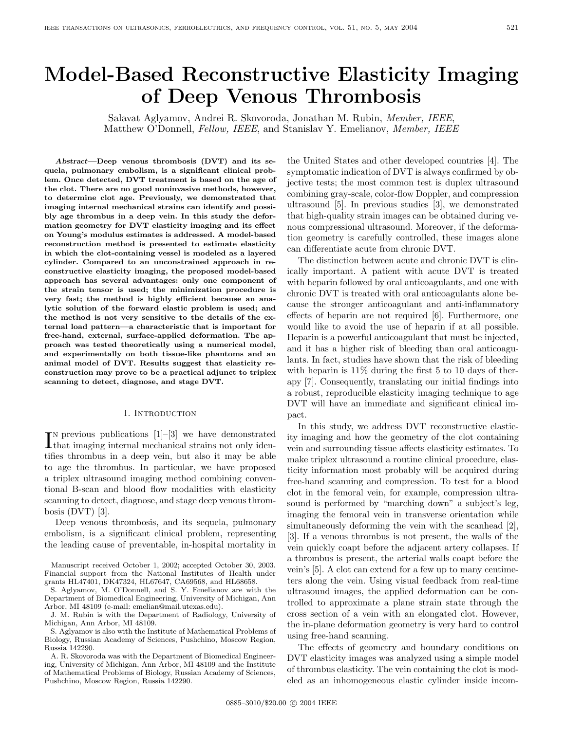# Model-Based Reconstructive Elasticity Imaging of Deep Venous Thrombosis

Salavat Aglyamov, Andrei R. Skovoroda, Jonathan M. Rubin, *Member, IEEE*, Matthew O'Donnell, *Fellow, IEEE*, and Stanislav Y. Emelianov, *Member, IEEE*

***Abstract*—Deep venous thrombosis (DVT) and its sequela, pulmonary embolism, is a significant clinical problem. Once detected, DVT treatment is based on the age of the clot. There are no good noninvasive methods, however, to determine clot age. Previously, we demonstrated that imaging internal mechanical strains can identify and possibly age thrombus in a deep vein. In this study the deformation geometry for DVT elasticity imaging and its effect on Young's modulus estimates is addressed. A model-based reconstruction method is presented to estimate elasticity in which the clot-containing vessel is modeled as a layered cylinder. Compared to an unconstrained approach in reconstructive elasticity imaging, the proposed model-based approach has several advantages: only one component of the strain tensor is used; the minimization procedure is very fast; the method is highly efficient because an analytic solution of the forward elastic problem is used; and the method is not very sensitive to the details of the external load pattern—a characteristic that is important for free-hand, external, surface-applied deformation. The approach was tested theoretically using a numerical model, and experimentally on both tissue-like phantoms and an animal model of DVT. Results suggest that elasticity reconstruction may prove to be a practical adjunct to triplex scanning to detect, diagnose, and stage DVT.**

## I. Introduction

In previous publications [1]–[3] we have demonstrated that imaging internal mechanical strains not only identifies thrombus in a deep vein, but also it may be able to age the thrombus. In particular, we have proposed a triplex ultrasound imaging method combining conventional B-scan and blood flow modalities with elasticity scanning to detect, diagnose, and stage deep venous thrombosis (DVT) [3].

Deep venous thrombosis, and its sequela, pulmonary embolism, is a significant clinical problem, representing the leading cause of preventable, in-hospital mortality in the United States and other developed countries [4]. The symptomatic indication of DVT is always confirmed by objective tests; the most common test is duplex ultrasound combining gray-scale, color-flow Doppler, and compression ultrasound [5]. In previous studies [3], we demonstrated that high-quality strain images can be obtained during venous compressional ultrasound. Moreover, if the deformation geometry is carefully controlled, these images alone can differentiate acute from chronic DVT.

The distinction between acute and chronic DVT is clinically important. A patient with acute DVT is treated with heparin followed by oral anticoagulants, and one with chronic DVT is treated with oral anticoagulants alone because the stronger anticoagulant and anti-inflammatory effects of heparin are not required [6]. Furthermore, one would like to avoid the use of heparin if at all possible. Heparin is a powerful anticoagulant that must be injected, and it has a higher risk of bleeding than oral anticoagulants. In fact, studies have shown that the risk of bleeding with heparin is 11% during the first 5 to 10 days of therapy [7]. Consequently, translating our initial findings into a robust, reproducible elasticity imaging technique to age DVT will have an immediate and significant clinical impact.

In this study, we address DVT reconstructive elasticity imaging and how the geometry of the clot containing vein and surrounding tissue affects elasticity estimates. To make triplex ultrasound a routine clinical procedure, elasticity information most probably will be acquired during free-hand scanning and compression. To test for a blood clot in the femoral vein, for example, compression ultrasound is performed by "marching down" a subject's leg, imaging the femoral vein in transverse orientation while simultaneously deforming the vein with the scanhead [2], [3]. If a venous thrombus is not present, the walls of the vein quickly coapt before the adjacent artery collapses. If a thrombus is present, the arterial walls coapt before the vein's [5]. A clot can extend for a few up to many centimeters along the vein. Using visual feedback from real-time ultrasound images, the applied deformation can be controlled to approximate a plane strain state through the cross section of a vein with an elongated clot. However, the in-plane deformation geometry is very hard to control using free-hand scanning.

The effects of geometry and boundary conditions on DVT elasticity images was analyzed using a simple model of thrombus elasticity. The vein containing the clot is modeled as an inhomogeneous elastic cylinder inside incom-

---

Manuscript received October 1, 2002; accepted October 30, 2003. Financial support from the National Institutes of Health under grants HL47401, DK47324, HL67647, CA69568, and HL68658.

S. Aglyamov, M. O'Donnell, and S. Y. Emelianov are with the Department of Biomedical Engineering, University of Michigan, Ann Arbor, MI 48109 (e-mail: emelian@mail.utexas.edu).

J. M. Rubin is with the Department of Radiology, University of Michigan, Ann Arbor, MI 48109.

S. Aglyamov is also with the Institute of Mathematical Problems of Biology, Russian Academy of Sciences, Pushchino, Moscow Region, Russia 142290.

A. R. Skovoroda was with the Department of Biomedical Engineering, University of Michigan, Ann Arbor, MI 48109 and the Institute of Mathematical Problems of Biology, Russian Academy of Sciences, Pushchino, Moscow Region, Russia 142290.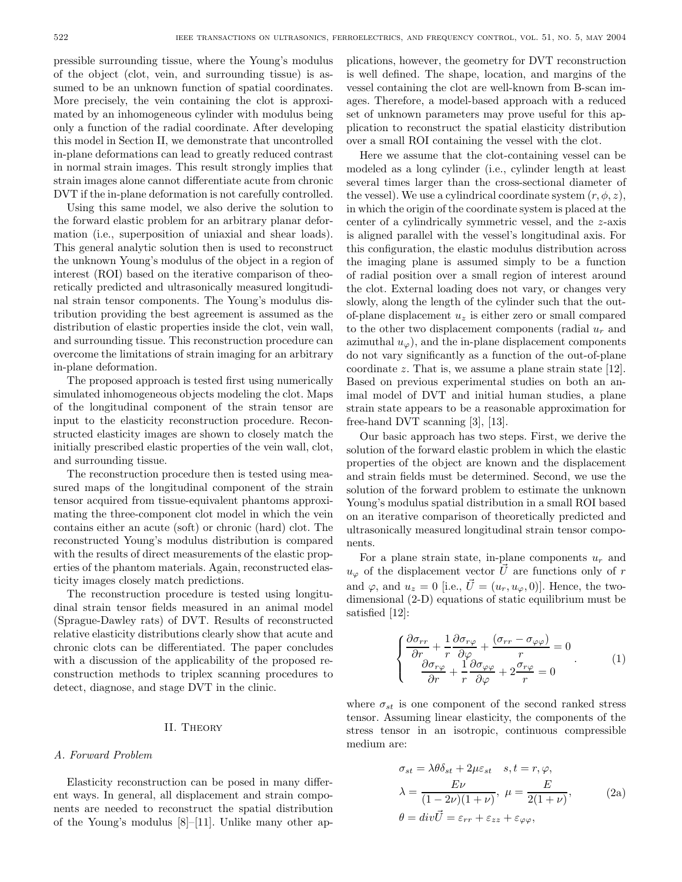pressible surrounding tissue, where the Young's modulus of the object (clot, vein, and surrounding tissue) is assumed to be an unknown function of spatial coordinates. More precisely, the vein containing the clot is approximated by an inhomogeneous cylinder with modulus being only a function of the radial coordinate. After developing this model in Section II, we demonstrate that uncontrolled in-plane deformations can lead to greatly reduced contrast in normal strain images. This result strongly implies that strain images alone cannot differentiate acute from chronic DVT if the in-plane deformation is not carefully controlled.

Using this same model, we also derive the solution to the forward elastic problem for an arbitrary planar deformation (i.e., superposition of uniaxial and shear loads). This general analytic solution then is used to reconstruct the unknown Young's modulus of the object in a region of interest (ROI) based on the iterative comparison of theoretically predicted and ultrasonically measured longitudinal strain tensor components. The Young's modulus distribution providing the best agreement is assumed as the distribution of elastic properties inside the clot, vein wall, and surrounding tissue. This reconstruction procedure can overcome the limitations of strain imaging for an arbitrary in-plane deformation.

The proposed approach is tested first using numerically simulated inhomogeneous objects modeling the clot. Maps of the longitudinal component of the strain tensor are input to the elasticity reconstruction procedure. Reconstructed elasticity images are shown to closely match the initially prescribed elastic properties of the vein wall, clot, and surrounding tissue.

The reconstruction procedure then is tested using measured maps of the longitudinal component of the strain tensor acquired from tissue-equivalent phantoms approximating the three-component clot model in which the vein contains either an acute (soft) or chronic (hard) clot. The reconstructed Young's modulus distribution is compared with the results of direct measurements of the elastic properties of the phantom materials. Again, reconstructed elasticity images closely match predictions.

The reconstruction procedure is tested using longitudinal strain tensor fields measured in an animal model (Sprague-Dawley rats) of DVT. Results of reconstructed relative elasticity distributions clearly show that acute and chronic clots can be differentiated. The paper concludes with a discussion of the applicability of the proposed reconstruction methods to triplex scanning procedures to detect, diagnose, and stage DVT in the clinic.

## II. Theory

### A. Forward Problem

Elasticity reconstruction can be posed in many different ways. In general, all displacement and strain components are needed to reconstruct the spatial distribution of the Young's modulus [8]–[11]. Unlike many other applications, however, the geometry for DVT reconstruction is well defined. The shape, location, and margins of the vessel containing the clot are well-known from B-scan images. Therefore, a model-based approach with a reduced set of unknown parameters may prove useful for this application to reconstruct the spatial elasticity distribution over a small ROI containing the vessel with the clot.

Here we assume that the clot-containing vessel can be modeled as a long cylinder (i.e., cylinder length at least several times larger than the cross-sectional diameter of the vessel). We use a cylindrical coordinate system $(r, \phi, z)$, in which the origin of the coordinate system is placed at the center of a cylindrically symmetric vessel, and the $z$-axis is aligned parallel with the vessel's longitudinal axis. For this configuration, the elastic modulus distribution across the imaging plane is assumed simply to be a function of radial position over a small region of interest around the clot. External loading does not vary, or changes very slowly, along the length of the cylinder such that the out-of-plane displacement $u_z$ is either zero or small compared to the other two displacement components (radial $u_r$ and azimuthal $u_\varphi$), and the in-plane displacement components do not vary significantly as a function of the out-of-plane coordinate $z$. That is, we assume a plane strain state [12]. Based on previous experimental studies on both an animal model of DVT and initial human studies, a plane strain state appears to be a reasonable approximation for free-hand DVT scanning [3], [13].

Our basic approach has two steps. First, we derive the solution of the forward elastic problem in which the elastic properties of the object are known and the displacement and strain fields must be determined. Second, we use the solution of the forward problem to estimate the unknown Young's modulus spatial distribution in a small ROI based on an iterative comparison of theoretically predicted and ultrasonically measured longitudinal strain tensor components.

For a plane strain state, in-plane components $u_r$ and $u_\varphi$ of the displacement vector $\vec{U}$ are functions only of $r$ and $\varphi$, and $u_z = 0$ [i.e., $\vec{U} = (u_r, u_\varphi, 0)$]. Hence, the two-dimensional (2-D) equations of static equilibrium must be satisfied [12]:

$$\begin{cases} \dfrac{\partial \sigma_{rr}}{\partial r} + \dfrac{1}{r}\dfrac{\partial \sigma_{r\varphi}}{\partial \varphi} + \dfrac{(\sigma_{rr} - \sigma_{\varphi\varphi})}{r} = 0 \\ \dfrac{\partial \sigma_{r\varphi}}{\partial r} + \dfrac{1}{r}\dfrac{\partial \sigma_{\varphi\varphi}}{\partial \varphi} + 2\dfrac{\sigma_{r\varphi}}{r} = 0 \end{cases}. \tag{1}$$

where $\sigma_{st}$ is one component of the second ranked stress tensor. Assuming linear elasticity, the components of the stress tensor in an isotropic, continuous compressible medium are:

$$\begin{gathered} \sigma_{st} = \lambda\theta\delta_{st} + 2\mu\varepsilon_{st} \quad s,t = r,\varphi, \\ \lambda = \frac{E\nu}{(1-2\nu)(1+\nu)},\ \mu = \frac{E}{2(1+\nu)}, \\ \theta = div\vec{U} = \varepsilon_{rr} + \varepsilon_{zz} + \varepsilon_{\varphi\varphi}, \end{gathered} \tag{2a}$$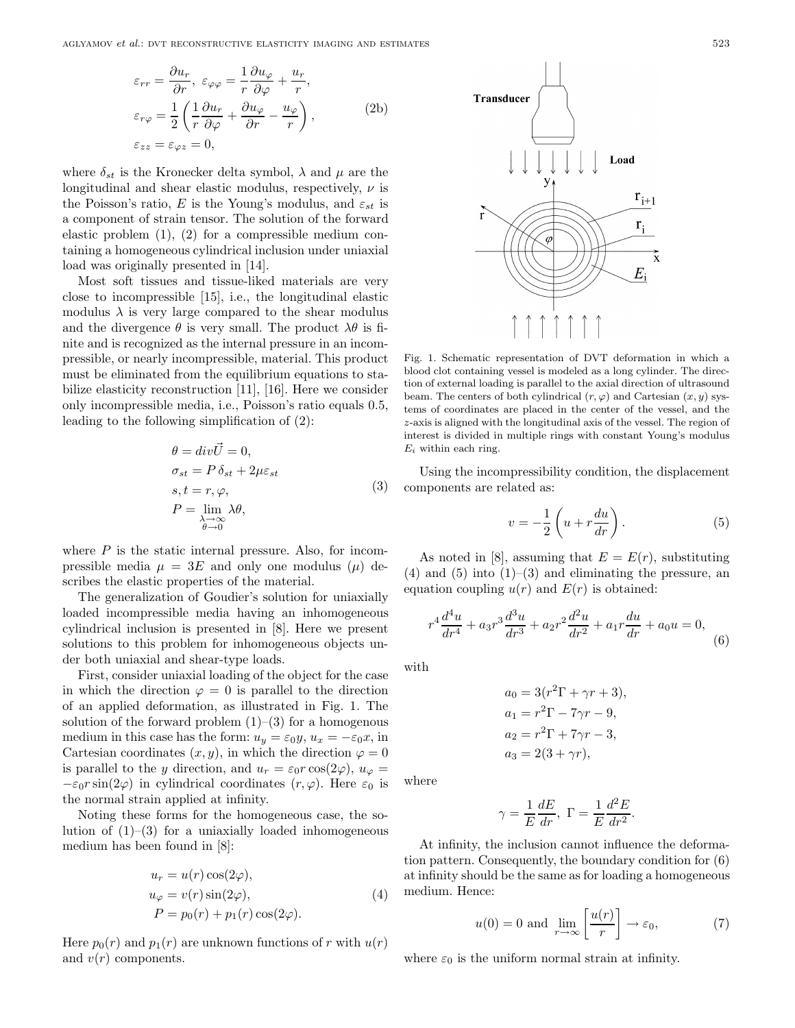$$
\begin{aligned}
&\varepsilon_{rr} = \frac{\partial u_r}{\partial r},\ \varepsilon_{\varphi\varphi} = \frac{1}{r}\frac{\partial u_\varphi}{\partial \varphi} + \frac{u_r}{r}, \\
&\varepsilon_{r\varphi} = \frac{1}{2}\left(\frac{1}{r}\frac{\partial u_r}{\partial \varphi} + \frac{\partial u_\varphi}{\partial r} - \frac{u_\varphi}{r}\right), \\
&\varepsilon_{zz} = \varepsilon_{\varphi z} = 0,
\end{aligned}
\tag{2b}
$$

where $\delta_{st}$ is the Kronecker delta symbol, $\lambda$ and $\mu$ are the longitudinal and shear elastic modulus, respectively, $\nu$ is the Poisson's ratio, $E$ is the Young's modulus, and $\varepsilon_{st}$ is a component of strain tensor. The solution of the forward elastic problem (1), (2) for a compressible medium containing a homogeneous cylindrical inclusion under uniaxial load was originally presented in [14].

Most soft tissues and tissue-liked materials are very close to incompressible [15], i.e., the longitudinal elastic modulus $\lambda$ is very large compared to the shear modulus and the divergence $\theta$ is very small. The product $\lambda\theta$ is finite and is recognized as the internal pressure in an incompressible, or nearly incompressible, material. This product must be eliminated from the equilibrium equations to stabilize elasticity reconstruction [11], [16]. Here we consider only incompressible media, i.e., Poisson's ratio equals 0.5, leading to the following simplification of (2):

$$
\begin{aligned}
&\theta = div\vec{U} = 0, \\
&\sigma_{st} = P\,\delta_{st} + 2\mu\varepsilon_{st} \\
&s, t = r, \varphi, \\
&P = \lim_{\substack{\lambda\to\infty \\ \theta\to 0}} \lambda\theta,
\end{aligned}
\tag{3}
$$

where $P$ is the static internal pressure. Also, for incompressible media $\mu = 3E$ and only one modulus ($\mu$) describes the elastic properties of the material.

The generalization of Goudier's solution for uniaxially loaded incompressible media having an inhomogeneous cylindrical inclusion is presented in [8]. Here we present solutions to this problem for inhomogeneous objects under both uniaxial and shear-type loads.

First, consider uniaxial loading of the object for the case in which the direction $\varphi = 0$ is parallel to the direction of an applied deformation, as illustrated in Fig. 1. The solution of the forward problem (1)–(3) for a homogenous medium in this case has the form: $u_y = \varepsilon_0 y$, $u_x = -\varepsilon_0 x$, in Cartesian coordinates $(x, y)$, in which the direction $\varphi = 0$ is parallel to the $y$ direction, and $u_r = \varepsilon_0 r\cos(2\varphi)$, $u_\varphi = -\varepsilon_0 r\sin(2\varphi)$ in cylindrical coordinates $(r, \varphi)$. Here $\varepsilon_0$ is the normal strain applied at infinity.

Noting these forms for the homogeneous case, the solution of (1)–(3) for a uniaxially loaded inhomogeneous medium has been found in [8]:

$$
\begin{aligned}
&u_r = u(r)\cos(2\varphi), \\
&u_\varphi = v(r)\sin(2\varphi), \\
&P = p_0(r) + p_1(r)\cos(2\varphi).
\end{aligned}
\tag{4}
$$

Here $p_0(r)$ and $p_1(r)$ are unknown functions of $r$ with $u(r)$ and $v(r)$ components.

Fig. 1. Schematic representation of DVT deformation in which a blood clot containing vessel is modeled as a long cylinder. The direction of external loading is parallel to the axial direction of ultrasound beam. The centers of both cylindrical $(r, \varphi)$ and Cartesian $(x, y)$ systems of coordinates are placed in the center of the vessel, and the $z$-axis is aligned with the longitudinal axis of the vessel. The region of interest is divided in multiple rings with constant Young's modulus $E_i$ within each ring.

Using the incompressibility condition, the displacement components are related as:

$$
v = -\frac{1}{2}\left(u + r\frac{du}{dr}\right).
\tag{5}
$$

As noted in [8], assuming that $E = E(r)$, substituting (4) and (5) into (1)–(3) and eliminating the pressure, an equation coupling $u(r)$ and $E(r)$ is obtained:

$$
r^4\frac{d^4u}{dr^4} + a_3 r^3\frac{d^3u}{dr^3} + a_2 r^2\frac{d^2u}{dr^2} + a_1 r\frac{du}{dr} + a_0 u = 0,
\tag{6}
$$

with

$$
\begin{aligned}
&a_0 = 3(r^2\Gamma + \gamma r + 3), \\
&a_1 = r^2\Gamma - 7\gamma r - 9, \\
&a_2 = r^2\Gamma + 7\gamma r - 3, \\
&a_3 = 2(3 + \gamma r),
\end{aligned}
$$

where

$$
\gamma = \frac{1}{E}\frac{dE}{dr},\ \Gamma = \frac{1}{E}\frac{d^2E}{dr^2}.
$$

At infinity, the inclusion cannot influence the deformation pattern. Consequently, the boundary condition for (6) at infinity should be the same as for loading a homogeneous medium. Hence:

$$
u(0) = 0 \text{ and } \lim_{r\to\infty}\left[\frac{u(r)}{r}\right] \to \varepsilon_0,
\tag{7}
$$

where $\varepsilon_0$ is the uniform normal strain at infinity.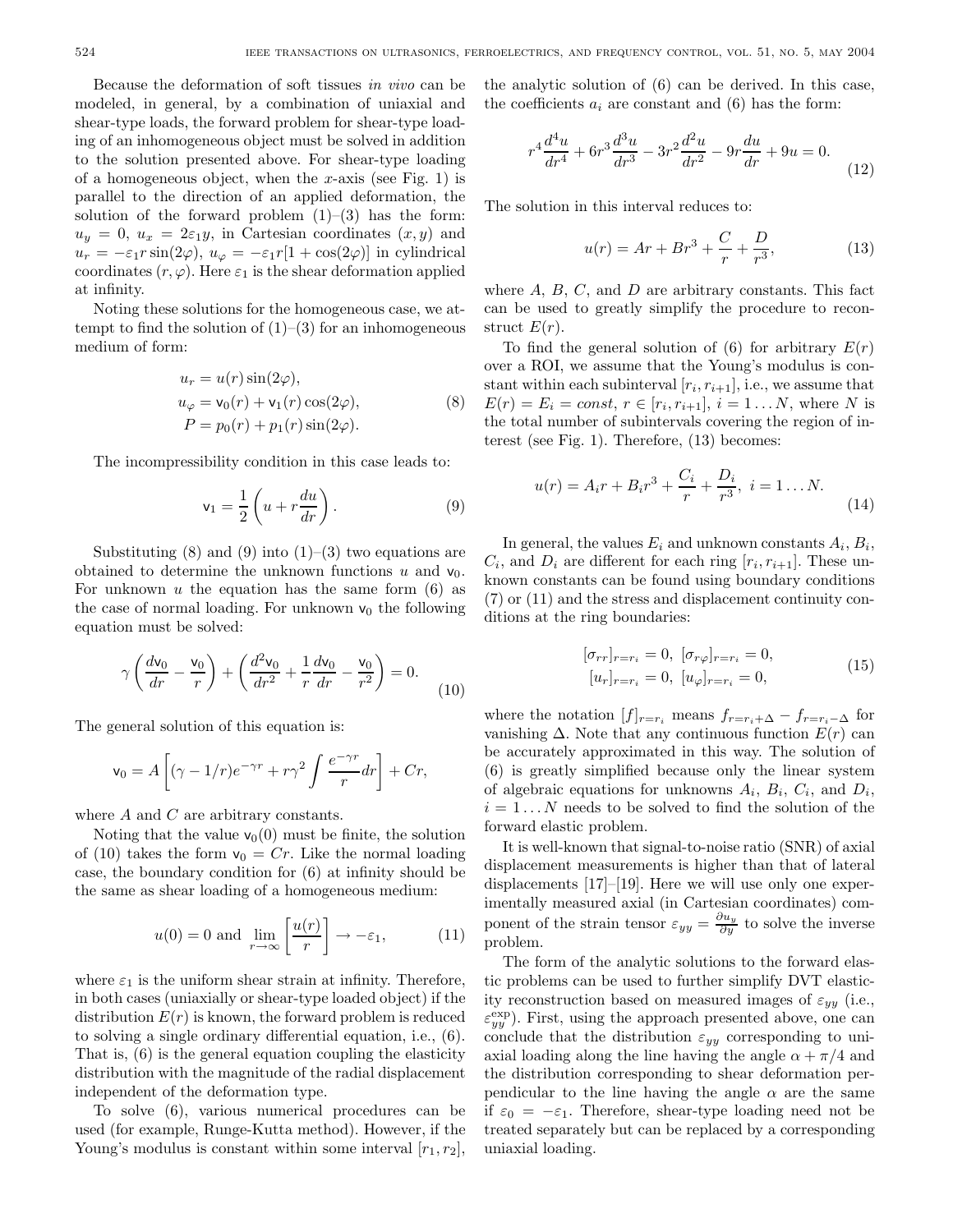Because the deformation of soft tissues *in vivo* can be modeled, in general, by a combination of uniaxial and shear-type loads, the forward problem for shear-type loading of an inhomogeneous object must be solved in addition to the solution presented above. For shear-type loading of a homogeneous object, when the $x$-axis (see Fig. 1) is parallel to the direction of an applied deformation, the solution of the forward problem (1)–(3) has the form: $u_y = 0$, $u_x = 2\varepsilon_1 y$, in Cartesian coordinates $(x, y)$ and $u_r = -\varepsilon_1 r \sin(2\varphi)$, $u_\varphi = -\varepsilon_1 r[1 + \cos(2\varphi)]$ in cylindrical coordinates $(r, \varphi)$. Here $\varepsilon_1$ is the shear deformation applied at infinity.

Noting these solutions for the homogeneous case, we attempt to find the solution of (1)–(3) for an inhomogeneous medium of form:

$$
\begin{aligned}
u_r &= u(r)\sin(2\varphi),\\
u_\varphi &= \mathsf{v}_0(r) + \mathsf{v}_1(r)\cos(2\varphi),\\
P &= p_0(r) + p_1(r)\sin(2\varphi).
\end{aligned}
\tag{8}
$$

The incompressibility condition in this case leads to:

$$
\mathsf{v}_1 = \frac{1}{2}\left(u + r\frac{du}{dr}\right). \tag{9}
$$

Substituting (8) and (9) into (1)–(3) two equations are obtained to determine the unknown functions $u$ and $\mathsf{v}_0$. For unknown $u$ the equation has the same form (6) as the case of normal loading. For unknown $\mathsf{v}_0$ the following equation must be solved:

$$
\gamma\left(\frac{d\mathsf{v}_0}{dr} - \frac{\mathsf{v}_0}{r}\right) + \left(\frac{d^2\mathsf{v}_0}{dr^2} + \frac{1}{r}\frac{d\mathsf{v}_0}{dr} - \frac{\mathsf{v}_0}{r^2}\right) = 0. \tag{10}
$$

The general solution of this equation is:

$$
\mathsf{v}_0 = A\left[(\gamma - 1/r)e^{-\gamma r} + r\gamma^2 \int \frac{e^{-\gamma r}}{r}dr\right] + Cr,
$$

where $A$ and $C$ are arbitrary constants.

Noting that the value $\mathsf{v}_0(0)$ must be finite, the solution of (10) takes the form $\mathsf{v}_0 = Cr$. Like the normal loading case, the boundary condition for (6) at infinity should be the same as shear loading of a homogeneous medium:

$$
u(0) = 0 \text{ and } \lim_{r\to\infty}\left[\frac{u(r)}{r}\right] \to -\varepsilon_1, \tag{11}
$$

where $\varepsilon_1$ is the uniform shear strain at infinity. Therefore, in both cases (uniaxially or shear-type loaded object) if the distribution $E(r)$ is known, the forward problem is reduced to solving a single ordinary differential equation, i.e., (6). That is, (6) is the general equation coupling the elasticity distribution with the magnitude of the radial displacement independent of the deformation type.

To solve (6), various numerical procedures can be used (for example, Runge-Kutta method). However, if the Young's modulus is constant within some interval $[r_1, r_2]$, the analytic solution of (6) can be derived. In this case, the coefficients $a_i$ are constant and (6) has the form:

$$
r^4\frac{d^4u}{dr^4} + 6r^3\frac{d^3u}{dr^3} - 3r^2\frac{d^2u}{dr^2} - 9r\frac{du}{dr} + 9u = 0. \tag{12}
$$

The solution in this interval reduces to:

$$
u(r) = Ar + Br^3 + \frac{C}{r} + \frac{D}{r^3}, \tag{13}
$$

where $A$, $B$, $C$, and $D$ are arbitrary constants. This fact can be used to greatly simplify the procedure to reconstruct $E(r)$.

To find the general solution of (6) for arbitrary $E(r)$ over a ROI, we assume that the Young's modulus is constant within each subinterval $[r_i, r_{i+1}]$, i.e., we assume that $E(r) = E_i = const$, $r \in [r_i, r_{i+1}]$, $i = 1 \ldots N$, where $N$ is the total number of subintervals covering the region of interest (see Fig. 1). Therefore, (13) becomes:

$$
u(r) = A_i r + B_i r^3 + \frac{C_i}{r} + \frac{D_i}{r^3},\ i = 1 \ldots N. \tag{14}
$$

In general, the values $E_i$ and unknown constants $A_i$, $B_i$, $C_i$, and $D_i$ are different for each ring $[r_i, r_{i+1}]$. These unknown constants can be found using boundary conditions (7) or (11) and the stress and displacement continuity conditions at the ring boundaries:

$$
\begin{aligned}
[\sigma_{rr}]_{r=r_i} = 0,\ [\sigma_{r\varphi}]_{r=r_i} = 0,\\
[u_r]_{r=r_i} = 0,\ [u_\varphi]_{r=r_i} = 0,
\end{aligned}
\tag{15}
$$

where the notation $[f]_{r=r_i}$ means $f_{r=r_i+\Delta} - f_{r=r_i-\Delta}$ for vanishing $\Delta$. Note that any continuous function $E(r)$ can be accurately approximated in this way. The solution of (6) is greatly simplified because only the linear system of algebraic equations for unknowns $A_i$, $B_i$, $C_i$, and $D_i$, $i = 1 \ldots N$ needs to be solved to find the solution of the forward elastic problem.

It is well-known that signal-to-noise ratio (SNR) of axial displacement measurements is higher than that of lateral displacements [17]–[19]. Here we will use only one experimentally measured axial (in Cartesian coordinates) component of the strain tensor $\varepsilon_{yy} = \frac{\partial u_y}{\partial y}$ to solve the inverse problem.

The form of the analytic solutions to the forward elastic problems can be used to further simplify DVT elasticity reconstruction based on measured images of $\varepsilon_{yy}$ (i.e., $\varepsilon_{yy}^{\exp}$). First, using the approach presented above, one can conclude that the distribution $\varepsilon_{yy}$ corresponding to uniaxial loading along the line having the angle $\alpha + \pi/4$ and the distribution corresponding to shear deformation perpendicular to the line having the angle $\alpha$ are the same if $\varepsilon_0 = -\varepsilon_1$. Therefore, shear-type loading need not be treated separately but can be replaced by a corresponding uniaxial loading.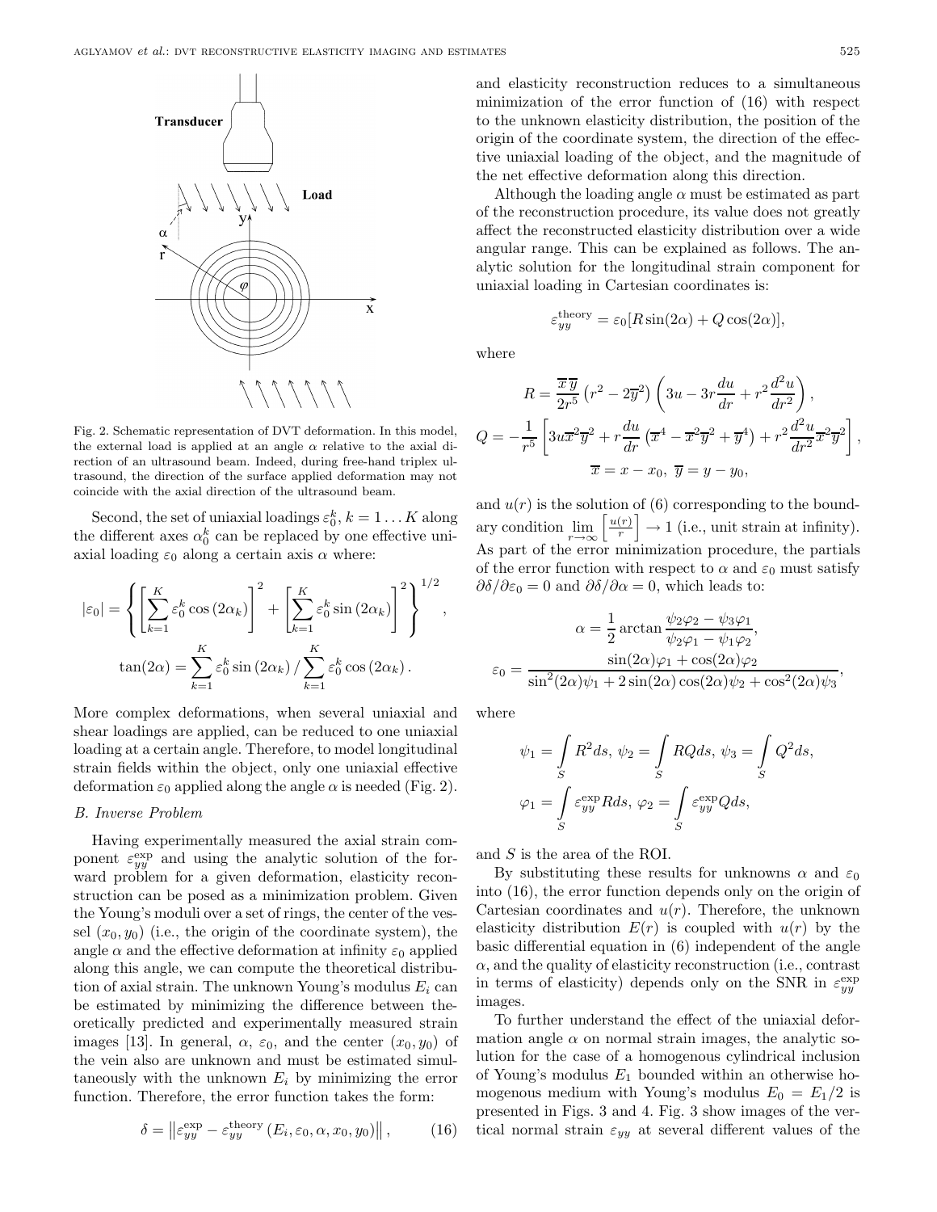Fig. 2. Schematic representation of DVT deformation. In this model, the external load is applied at an angle $\alpha$ relative to the axial direction of an ultrasound beam. Indeed, during free-hand triplex ultrasound, the direction of the surface applied deformation may not coincide with the axial direction of the ultrasound beam.

Second, the set of uniaxial loadings $\varepsilon_0^k, k = 1 \ldots K$ along the different axes $\alpha_0^k$ can be replaced by one effective uniaxial loading $\varepsilon_0$ along a certain axis $\alpha$ where:

$$|\varepsilon_0| = \left\{ \left[ \sum_{k=1}^{K} \varepsilon_0^k \cos(2\alpha_k) \right]^2 + \left[ \sum_{k=1}^{K} \varepsilon_0^k \sin(2\alpha_k) \right]^2 \right\}^{1/2},$$

$$\tan(2\alpha) = \sum_{k=1}^{K} \varepsilon_0^k \sin(2\alpha_k) \Big/ \sum_{k=1}^{K} \varepsilon_0^k \cos(2\alpha_k).$$

More complex deformations, when several uniaxial and shear loadings are applied, can be reduced to one uniaxial loading at a certain angle. Therefore, to model longitudinal strain fields within the object, only one uniaxial effective deformation $\varepsilon_0$ applied along the angle $\alpha$ is needed (Fig. 2).

### B. Inverse Problem

Having experimentally measured the axial strain component $\varepsilon_{yy}^{\exp}$ and using the analytic solution of the forward problem for a given deformation, elasticity reconstruction can be posed as a minimization problem. Given the Young's moduli over a set of rings, the center of the vessel $(x_0, y_0)$ (i.e., the origin of the coordinate system), the angle $\alpha$ and the effective deformation at infinity $\varepsilon_0$ applied along this angle, we can compute the theoretical distribution of axial strain. The unknown Young's modulus $E_i$ can be estimated by minimizing the difference between theoretically predicted and experimentally measured strain images [13]. In general, $\alpha$, $\varepsilon_0$, and the center $(x_0, y_0)$ of the vein also are unknown and must be estimated simultaneously with the unknown $E_i$ by minimizing the error function. Therefore, the error function takes the form:

$$\delta = \left\| \varepsilon_{yy}^{\exp} - \varepsilon_{yy}^{\text{theory}}(E_i, \varepsilon_0, \alpha, x_0, y_0) \right\|, \qquad (16)$$

and elasticity reconstruction reduces to a simultaneous minimization of the error function of (16) with respect to the unknown elasticity distribution, the position of the origin of the coordinate system, the direction of the effective uniaxial loading of the object, and the magnitude of the net effective deformation along this direction.

Although the loading angle $\alpha$ must be estimated as part of the reconstruction procedure, its value does not greatly affect the reconstructed elasticity distribution over a wide angular range. This can be explained as follows. The analytic solution for the longitudinal strain component for uniaxial loading in Cartesian coordinates is:

$$\varepsilon_{yy}^{\text{theory}} = \varepsilon_0 [R \sin(2\alpha) + Q \cos(2\alpha)],$$

where

$$R = \frac{\overline{x}\,\overline{y}}{2r^5} \left( r^2 - 2\overline{y}^2 \right) \left( 3u - 3r\frac{du}{dr} + r^2 \frac{d^2u}{dr^2} \right),$$

$$Q = -\frac{1}{r^5} \left[ 3u\overline{x}^2\overline{y}^2 + r\frac{du}{dr}\left( \overline{x}^4 - \overline{x}^2\overline{y}^2 + \overline{y}^4 \right) + r^2 \frac{d^2u}{dr^2} \overline{x}^2 \overline{y}^2 \right],$$

$$\overline{x} = x - x_0, \ \overline{y} = y - y_0,$$

and $u(r)$ is the solution of (6) corresponding to the boundary condition $\lim_{r \to \infty} \left[ \frac{u(r)}{r} \right] \to 1$ (i.e., unit strain at infinity). As part of the error minimization procedure, the partials of the error function with respect to $\alpha$ and $\varepsilon_0$ must satisfy $\partial\delta/\partial\varepsilon_0 = 0$ and $\partial\delta/\partial\alpha = 0$, which leads to:

$$\alpha = \frac{1}{2} \arctan \frac{\psi_2\varphi_2 - \psi_3\varphi_1}{\psi_2\varphi_1 - \psi_1\varphi_2},$$

$$\varepsilon_0 = \frac{\sin(2\alpha)\varphi_1 + \cos(2\alpha)\varphi_2}{\sin^2(2\alpha)\psi_1 + 2\sin(2\alpha)\cos(2\alpha)\psi_2 + \cos^2(2\alpha)\psi_3},$$

where

$$\psi_1 = \int_S R^2 ds, \ \psi_2 = \int_S RQ ds, \ \psi_3 = \int_S Q^2 ds,$$

$$\varphi_1 = \int_S \varepsilon_{yy}^{\exp} R ds, \ \varphi_2 = \int_S \varepsilon_{yy}^{\exp} Q ds,$$

and $S$ is the area of the ROI.

By substituting these results for unknowns $\alpha$ and $\varepsilon_0$ into (16), the error function depends only on the origin of Cartesian coordinates and $u(r)$. Therefore, the unknown elasticity distribution $E(r)$ is coupled with $u(r)$ by the basic differential equation in (6) independent of the angle $\alpha$, and the quality of elasticity reconstruction (i.e., contrast in terms of elasticity) depends only on the SNR in $\varepsilon_{yy}^{\exp}$ images.

To further understand the effect of the uniaxial deformation angle $\alpha$ on normal strain images, the analytic solution for the case of a homogenous cylindrical inclusion of Young's modulus $E_1$ bounded within an otherwise homogenous medium with Young's modulus $E_0 = E_1/2$ is presented in Figs. 3 and 4. Fig. 3 show images of the vertical normal strain $\varepsilon_{yy}$ at several different values of the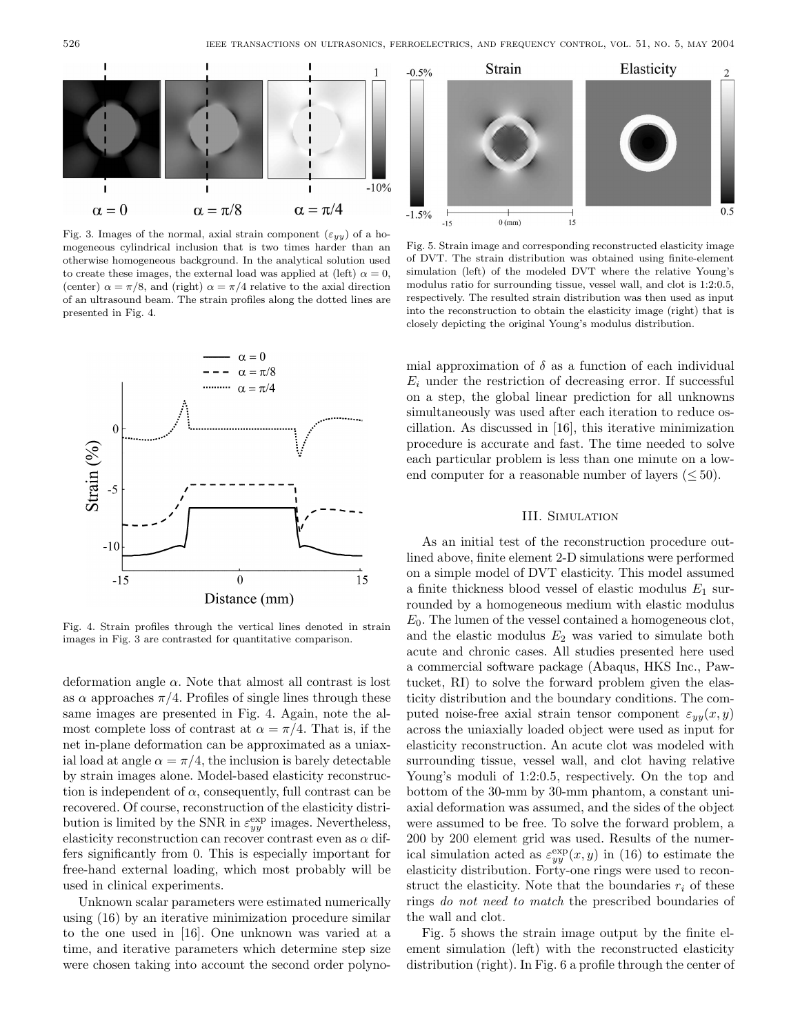Fig. 3. Images of the normal, axial strain component ($\varepsilon_{yy}$) of a homogeneous cylindrical inclusion that is two times harder than an otherwise homogeneous background. In the analytical solution used to create these images, the external load was applied at (left) $\alpha = 0$, (center) $\alpha = \pi/8$, and (right) $\alpha = \pi/4$ relative to the axial direction of an ultrasound beam. The strain profiles along the dotted lines are presented in Fig. 4.

Fig. 4. Strain profiles through the vertical lines denoted in strain images in Fig. 3 are contrasted for quantitative comparison.

deformation angle $\alpha$. Note that almost all contrast is lost as $\alpha$ approaches $\pi/4$. Profiles of single lines through these same images are presented in Fig. 4. Again, note the almost complete loss of contrast at $\alpha = \pi/4$. That is, if the net in-plane deformation can be approximated as a uniaxial load at angle $\alpha = \pi/4$, the inclusion is barely detectable by strain images alone. Model-based elasticity reconstruction is independent of $\alpha$, consequently, full contrast can be recovered. Of course, reconstruction of the elasticity distribution is limited by the SNR in $\varepsilon_{yy}^{\mathrm{exp}}$ images. Nevertheless, elasticity reconstruction can recover contrast even as $\alpha$ differs significantly from 0. This is especially important for free-hand external loading, which most probably will be used in clinical experiments.

Unknown scalar parameters were estimated numerically using (16) by an iterative minimization procedure similar to the one used in [16]. One unknown was varied at a time, and iterative parameters which determine step size were chosen taking into account the second order polynomial approximation of $\delta$ as a function of each individual $E_i$ under the restriction of decreasing error. If successful on a step, the global linear prediction for all unknowns simultaneously was used after each iteration to reduce oscillation. As discussed in [16], this iterative minimization procedure is accurate and fast. The time needed to solve each particular problem is less than one minute on a low-end computer for a reasonable number of layers ($\leq 50$).

Fig. 5. Strain image and corresponding reconstructed elasticity image of DVT. The strain distribution was obtained using finite-element simulation (left) of the modeled DVT where the relative Young's modulus ratio for surrounding tissue, vessel wall, and clot is 1:2:0.5, respectively. The resulted strain distribution was then used as input into the reconstruction to obtain the elasticity image (right) that is closely depicting the original Young's modulus distribution.

## III. Simulation

As an initial test of the reconstruction procedure outlined above, finite element 2-D simulations were performed on a simple model of DVT elasticity. This model assumed a finite thickness blood vessel of elastic modulus $E_1$ surrounded by a homogeneous medium with elastic modulus $E_0$. The lumen of the vessel contained a homogeneous clot, and the elastic modulus $E_2$ was varied to simulate both acute and chronic cases. All studies presented here used a commercial software package (Abaqus, HKS Inc., Pawtucket, RI) to solve the forward problem given the elasticity distribution and the boundary conditions. The computed noise-free axial strain tensor component $\varepsilon_{yy}(x, y)$ across the uniaxially loaded object were used as input for elasticity reconstruction. An acute clot was modeled with surrounding tissue, vessel wall, and clot having relative Young's moduli of 1:2:0.5, respectively. On the top and bottom of the 30-mm by 30-mm phantom, a constant uniaxial deformation was assumed, and the sides of the object were assumed to be free. To solve the forward problem, a 200 by 200 element grid was used. Results of the numerical simulation acted as $\varepsilon_{yy}^{\mathrm{exp}}(x, y)$ in (16) to estimate the elasticity distribution. Forty-one rings were used to reconstruct the elasticity. Note that the boundaries $r_i$ of these rings *do not need to match* the prescribed boundaries of the wall and clot.

Fig. 5 shows the strain image output by the finite element simulation (left) with the reconstructed elasticity distribution (right). In Fig. 6 a profile through the center of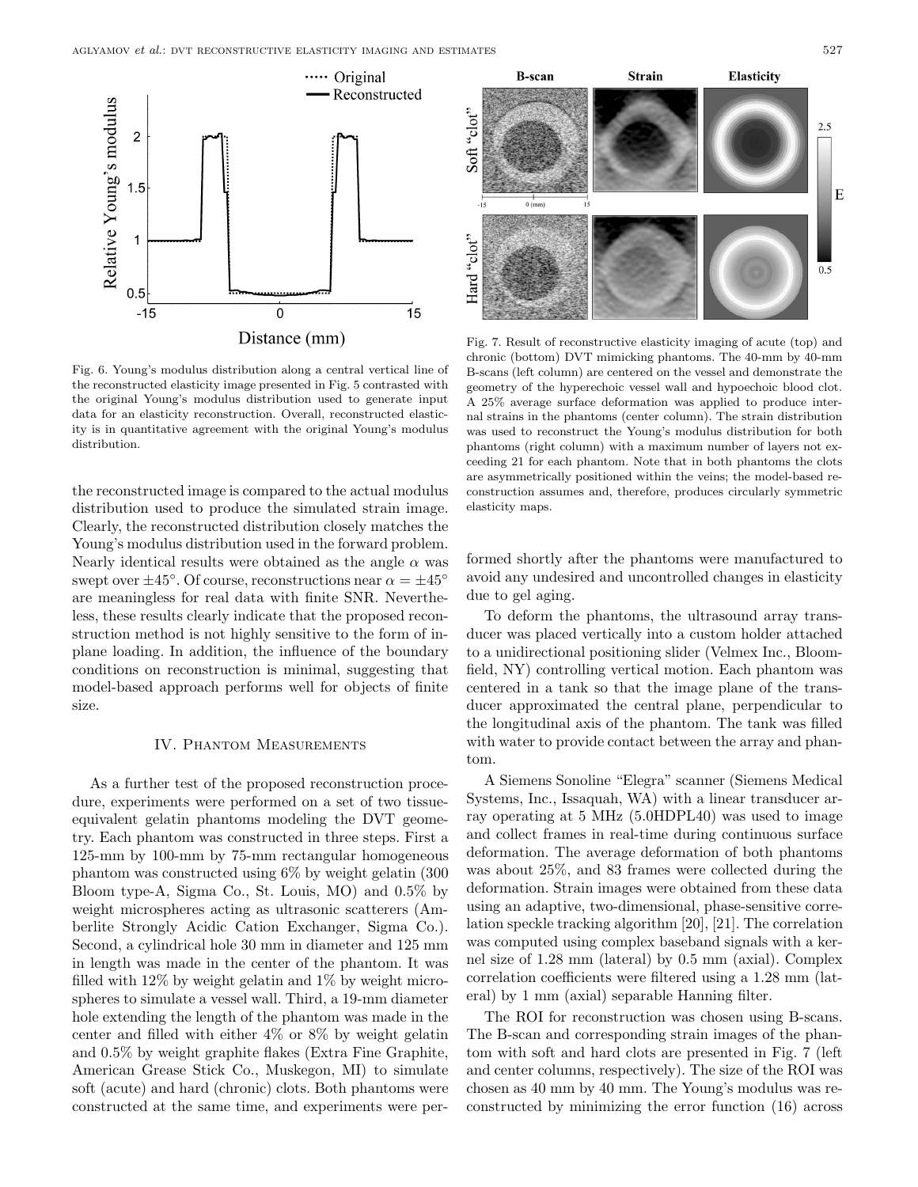Fig. 6. Young's modulus distribution along a central vertical line of the reconstructed elasticity image presented in Fig. 5 contrasted with the original Young's modulus distribution used to generate input data for an elasticity reconstruction. Overall, reconstructed elasticity is in quantitative agreement with the original Young's modulus distribution.

Fig. 7. Result of reconstructive elasticity imaging of acute (top) and chronic (bottom) DVT mimicking phantoms. The 40-mm by 40-mm B-scans (left column) are centered on the vessel and demonstrate the geometry of the hyperechoic vessel wall and hypoechoic blood clot. A 25% average surface deformation was applied to produce internal strains in the phantoms (center column). The strain distribution was used to reconstruct the Young's modulus distribution for both phantoms (right column) with a maximum number of layers not exceeding 21 for each phantom. Note that in both phantoms the clots are asymmetrically positioned within the veins; the model-based reconstruction assumes and, therefore, produces circularly symmetric elasticity maps.

the reconstructed image is compared to the actual modulus distribution used to produce the simulated strain image. Clearly, the reconstructed distribution closely matches the Young's modulus distribution used in the forward problem. Nearly identical results were obtained as the angle $\alpha$ was swept over $\pm 45°$. Of course, reconstructions near $\alpha = \pm 45°$ are meaningless for real data with finite SNR. Nevertheless, these results clearly indicate that the proposed reconstruction method is not highly sensitive to the form of in-plane loading. In addition, the influence of the boundary conditions on reconstruction is minimal, suggesting that model-based approach performs well for objects of finite size.

## IV. Phantom Measurements

As a further test of the proposed reconstruction procedure, experiments were performed on a set of two tissue-equivalent gelatin phantoms modeling the DVT geometry. Each phantom was constructed in three steps. First a 125-mm by 100-mm by 75-mm rectangular homogeneous phantom was constructed using 6% by weight gelatin (300 Bloom type-A, Sigma Co., St. Louis, MO) and 0.5% by weight microspheres acting as ultrasonic scatterers (Amberlite Strongly Acidic Cation Exchanger, Sigma Co.). Second, a cylindrical hole 30 mm in diameter and 125 mm in length was made in the center of the phantom. It was filled with 12% by weight gelatin and 1% by weight microspheres to simulate a vessel wall. Third, a 19-mm diameter hole extending the length of the phantom was made in the center and filled with either 4% or 8% by weight gelatin and 0.5% by weight graphite flakes (Extra Fine Graphite, American Grease Stick Co., Muskegon, MI) to simulate soft (acute) and hard (chronic) clots. Both phantoms were constructed at the same time, and experiments were performed shortly after the phantoms were manufactured to avoid any undesired and uncontrolled changes in elasticity due to gel aging.

To deform the phantoms, the ultrasound array transducer was placed vertically into a custom holder attached to a unidirectional positioning slider (Velmex Inc., Bloomfield, NY) controlling vertical motion. Each phantom was centered in a tank so that the image plane of the transducer approximated the central plane, perpendicular to the longitudinal axis of the phantom. The tank was filled with water to provide contact between the array and phantom.

A Siemens Sonoline "Elegra" scanner (Siemens Medical Systems, Inc., Issaquah, WA) with a linear transducer array operating at 5 MHz (5.0HDPL40) was used to image and collect frames in real-time during continuous surface deformation. The average deformation of both phantoms was about 25%, and 83 frames were collected during the deformation. Strain images were obtained from these data using an adaptive, two-dimensional, phase-sensitive correlation speckle tracking algorithm [20], [21]. The correlation was computed using complex baseband signals with a kernel size of 1.28 mm (lateral) by 0.5 mm (axial). Complex correlation coefficients were filtered using a 1.28 mm (lateral) by 1 mm (axial) separable Hanning filter.

The ROI for reconstruction was chosen using B-scans. The B-scan and corresponding strain images of the phantom with soft and hard clots are presented in Fig. 7 (left and center columns, respectively). The size of the ROI was chosen as 40 mm by 40 mm. The Young's modulus was reconstructed by minimizing the error function (16) across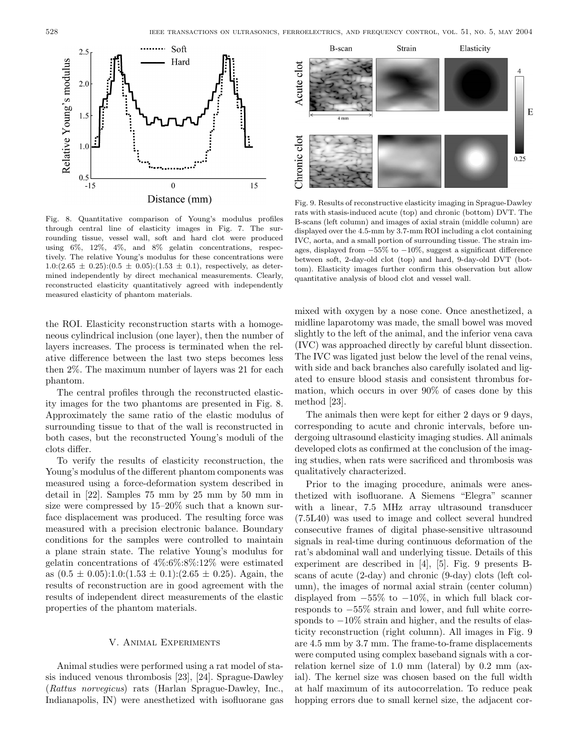Fig. 8. Quantitative comparison of Young's modulus profiles through central line of elasticity images in Fig. 7. The surrounding tissue, vessel wall, soft and hard clot were produced using 6%, 12%, 4%, and 8% gelatin concentrations, respectively. The relative Young's modulus for these concentrations were 1.0:(2.65 ± 0.25):(0.5 ± 0.05):(1.53 ± 0.1), respectively, as determined independently by direct mechanical measurements. Clearly, reconstructed elasticity quantitatively agreed with independently measured elasticity of phantom materials.

Fig. 9. Results of reconstructive elasticity imaging in Sprague-Dawley rats with stasis-induced acute (top) and chronic (bottom) DVT. The B-scans (left column) and images of axial strain (middle column) are displayed over the 4.5-mm by 3.7-mm ROI including a clot containing IVC, aorta, and a small portion of surrounding tissue. The strain images, displayed from −55% to −10%, suggest a significant difference between soft, 2-day-old clot (top) and hard, 9-day-old DVT (bottom). Elasticity images further confirm this observation but allow quantitative analysis of blood clot and vessel wall.

the ROI. Elasticity reconstruction starts with a homogeneous cylindrical inclusion (one layer), then the number of layers increases. The process is terminated when the relative difference between the last two steps becomes less then 2%. The maximum number of layers was 21 for each phantom.

The central profiles through the reconstructed elasticity images for the two phantoms are presented in Fig. 8. Approximately the same ratio of the elastic modulus of surrounding tissue to that of the wall is reconstructed in both cases, but the reconstructed Young's moduli of the clots differ.

To verify the results of elasticity reconstruction, the Young's modulus of the different phantom components was measured using a force-deformation system described in detail in [22]. Samples 75 mm by 25 mm by 50 mm in size were compressed by 15–20% such that a known surface displacement was produced. The resulting force was measured with a precision electronic balance. Boundary conditions for the samples were controlled to maintain a plane strain state. The relative Young's modulus for gelatin concentrations of 4%:6%:8%:12% were estimated as (0.5 ± 0.05):1.0:(1.53 ± 0.1):(2.65 ± 0.25). Again, the results of reconstruction are in good agreement with the results of independent direct measurements of the elastic properties of the phantom materials.

## V. Animal Experiments

Animal studies were performed using a rat model of stasis induced venous thrombosis [23], [24]. Sprague-Dawley (*Rattus norvegicus*) rats (Harlan Sprague-Dawley, Inc., Indianapolis, IN) were anesthetized with isofluorane gas mixed with oxygen by a nose cone. Once anesthetized, a midline laparotomy was made, the small bowel was moved slightly to the left of the animal, and the inferior vena cava (IVC) was approached directly by careful blunt dissection. The IVC was ligated just below the level of the renal veins, with side and back branches also carefully isolated and ligated to ensure blood stasis and consistent thrombus formation, which occurs in over 90% of cases done by this method [23].

The animals then were kept for either 2 days or 9 days, corresponding to acute and chronic intervals, before undergoing ultrasound elasticity imaging studies. All animals developed clots as confirmed at the conclusion of the imaging studies, when rats were sacrificed and thrombosis was qualitatively characterized.

Prior to the imaging procedure, animals were anesthetized with isofluorane. A Siemens "Elegra" scanner with a linear, 7.5 MHz array ultrasound transducer (7.5L40) was used to image and collect several hundred consecutive frames of digital phase-sensitive ultrasound signals in real-time during continuous deformation of the rat's abdominal wall and underlying tissue. Details of this experiment are described in [4], [5]. Fig. 9 presents B-scans of acute (2-day) and chronic (9-day) clots (left column), the images of normal axial strain (center column) displayed from −55% to −10%, in which full black corresponds to −55% strain and lower, and full white corresponds to −10% strain and higher, and the results of elasticity reconstruction (right column). All images in Fig. 9 are 4.5 mm by 3.7 mm. The frame-to-frame displacements were computed using complex baseband signals with a correlation kernel size of 1.0 mm (lateral) by 0.2 mm (axial). The kernel size was chosen based on the full width at half maximum of its autocorrelation. To reduce peak hopping errors due to small kernel size, the adjacent cor-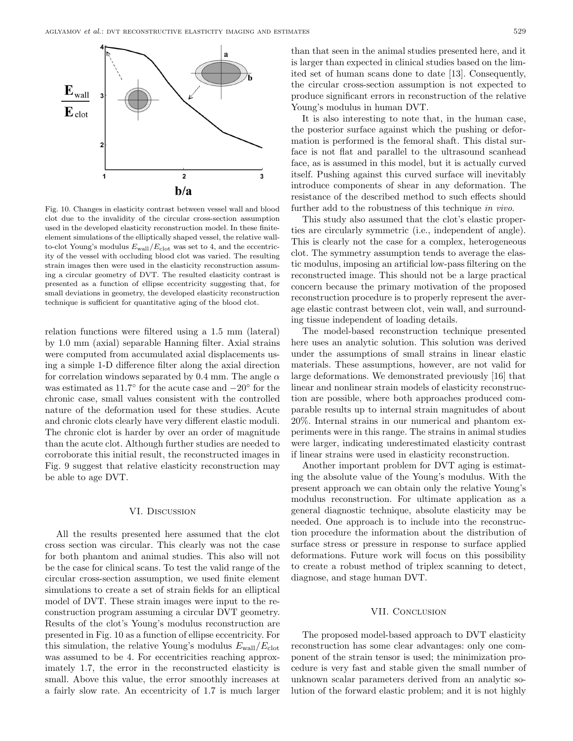4

$\frac{E_{\text{wall}}}{E_{\text{clot}}}$

3

2

1

2

3

b/a

a

b

Fig. 10. Changes in elasticity contrast between vessel wall and blood clot due to the invalidity of the circular cross-section assumption used in the developed elasticity reconstruction model. In these finite-element simulations of the elliptically shaped vessel, the relative wall-to-clot Young's modulus $E_{\text{wall}}/E_{\text{clot}}$ was set to 4, and the eccentricity of the vessel with occluding blood clot was varied. The resulting strain images then were used in the elasticity reconstruction assuming a circular geometry of DVT. The resulted elasticity contrast is presented as a function of ellipse eccentricity suggesting that, for small deviations in geometry, the developed elasticity reconstruction technique is sufficient for quantitative aging of the blood clot.

relation functions were filtered using a 1.5 mm (lateral) by 1.0 mm (axial) separable Hanning filter. Axial strains were computed from accumulated axial displacements using a simple 1-D difference filter along the axial direction for correlation windows separated by 0.4 mm. The angle $\alpha$ was estimated as $11.7^{\circ}$ for the acute case and $-20^{\circ}$ for the chronic case, small values consistent with the controlled nature of the deformation used for these studies. Acute and chronic clots clearly have very different elastic moduli. The chronic clot is harder by over an order of magnitude than the acute clot. Although further studies are needed to corroborate this initial result, the reconstructed images in Fig. 9 suggest that relative elasticity reconstruction may be able to age DVT.

## VI. Discussion

All the results presented here assumed that the clot cross section was circular. This clearly was not the case for both phantom and animal studies. This also will not be the case for clinical scans. To test the valid range of the circular cross-section assumption, we used finite element simulations to create a set of strain fields for an elliptical model of DVT. These strain images were input to the reconstruction program assuming a circular DVT geometry. Results of the clot's Young's modulus reconstruction are presented in Fig. 10 as a function of ellipse eccentricity. For this simulation, the relative Young's modulus $E_{\text{wall}}/E_{\text{clot}}$ was assumed to be 4. For eccentricities reaching approximately 1.7, the error in the reconstructed elasticity is small. Above this value, the error smoothly increases at a fairly slow rate. An eccentricity of 1.7 is much larger than that seen in the animal studies presented here, and it is larger than expected in clinical studies based on the limited set of human scans done to date [13]. Consequently, the circular cross-section assumption is not expected to produce significant errors in reconstruction of the relative Young's modulus in human DVT.

It is also interesting to note that, in the human case, the posterior surface against which the pushing or deformation is performed is the femoral shaft. This distal surface is not flat and parallel to the ultrasound scanhead face, as is assumed in this model, but it is actually curved itself. Pushing against this curved surface will inevitably introduce components of shear in any deformation. The resistance of the described method to such effects should further add to the robustness of this technique *in vivo*.

This study also assumed that the clot's elastic properties are circularly symmetric (i.e., independent of angle). This is clearly not the case for a complex, heterogeneous clot. The symmetry assumption tends to average the elastic modulus, imposing an artificial low-pass filtering on the reconstructed image. This should not be a large practical concern because the primary motivation of the proposed reconstruction procedure is to properly represent the average elastic contrast between clot, vein wall, and surrounding tissue independent of loading details.

The model-based reconstruction technique presented here uses an analytic solution. This solution was derived under the assumptions of small strains in linear elastic materials. These assumptions, however, are not valid for large deformations. We demonstrated previously [16] that linear and nonlinear strain models of elasticity reconstruction are possible, where both approaches produced comparable results up to internal strain magnitudes of about 20%. Internal strains in our numerical and phantom experiments were in this range. The strains in animal studies were larger, indicating underestimated elasticity contrast if linear strains were used in elasticity reconstruction.

Another important problem for DVT aging is estimating the absolute value of the Young's modulus. With the present approach we can obtain only the relative Young's modulus reconstruction. For ultimate application as a general diagnostic technique, absolute elasticity may be needed. One approach is to include into the reconstruction procedure the information about the distribution of surface stress or pressure in response to surface applied deformations. Future work will focus on this possibility to create a robust method of triplex scanning to detect, diagnose, and stage human DVT.

## VII. Conclusion

The proposed model-based approach to DVT elasticity reconstruction has some clear advantages: only one component of the strain tensor is used; the minimization procedure is very fast and stable given the small number of unknown scalar parameters derived from an analytic solution of the forward elastic problem; and it is not highly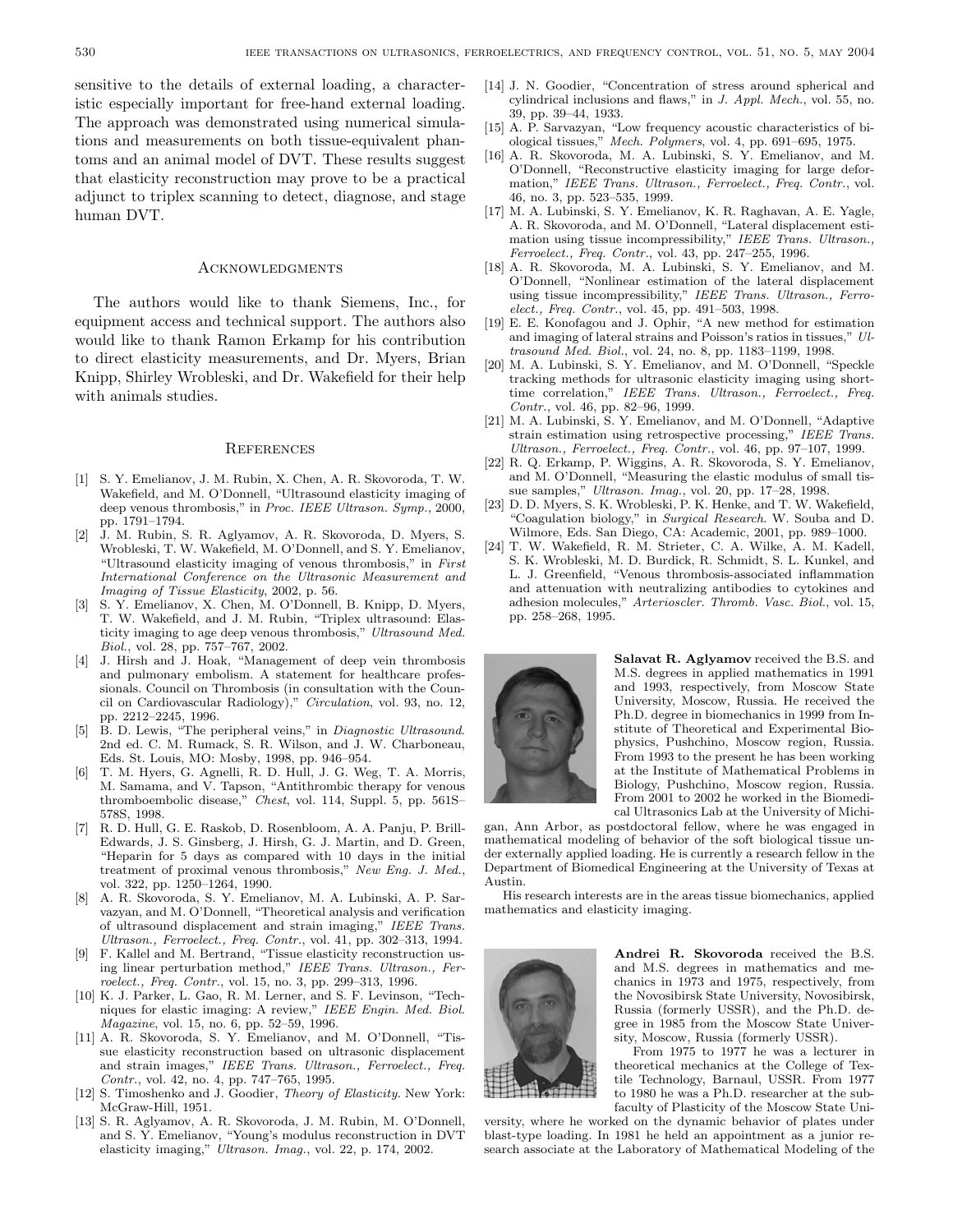sensitive to the details of external loading, a characteristic especially important for free-hand external loading. The approach was demonstrated using numerical simulations and measurements on both tissue-equivalent phantoms and an animal model of DVT. These results suggest that elasticity reconstruction may prove to be a practical adjunct to triplex scanning to detect, diagnose, and stage human DVT.

## Acknowledgments

The authors would like to thank Siemens, Inc., for equipment access and technical support. The authors also would like to thank Ramon Erkamp for his contribution to direct elasticity measurements, and Dr. Myers, Brian Knipp, Shirley Wrobleski, and Dr. Wakefield for their help with animals studies.

## References

[1] S. Y. Emelianov, J. M. Rubin, X. Chen, A. R. Skovoroda, T. W. Wakefield, and M. O'Donnell, "Ultrasound elasticity imaging of deep venous thrombosis," in *Proc. IEEE Ultrason. Symp.*, 2000, pp. 1791–1794.

[2] J. M. Rubin, S. R. Aglyamov, A. R. Skovoroda, D. Myers, S. Wrobleski, T. W. Wakefield, M. O'Donnell, and S. Y. Emelianov, "Ultrasound elasticity imaging of venous thrombosis," in *First International Conference on the Ultrasonic Measurement and Imaging of Tissue Elasticity*, 2002, p. 56.

[3] S. Y. Emelianov, X. Chen, M. O'Donnell, B. Knipp, D. Myers, T. W. Wakefield, and J. M. Rubin, "Triplex ultrasound: Elasticity imaging to age deep venous thrombosis," *Ultrasound Med. Biol.*, vol. 28, pp. 757–767, 2002.

[4] J. Hirsh and J. Hoak, "Management of deep vein thrombosis and pulmonary embolism. A statement for healthcare professionals. Council on Thrombosis (in consultation with the Council on Cardiovascular Radiology)," *Circulation*, vol. 93, no. 12, pp. 2212–2245, 1996.

[5] B. D. Lewis, "The peripheral veins," in *Diagnostic Ultrasound*. 2nd ed. C. M. Rumack, S. R. Wilson, and J. W. Charboneau, Eds. St. Louis, MO: Mosby, 1998, pp. 946–954.

[6] T. M. Hyers, G. Agnelli, R. D. Hull, J. G. Weg, T. A. Morris, M. Samama, and V. Tapson, "Antithrombic therapy for venous thromboembolic disease," *Chest*, vol. 114, Suppl. 5, pp. 561S–578S, 1998.

[7] R. D. Hull, G. E. Raskob, D. Rosenbloom, A. A. Panju, P. Brill-Edwards, J. S. Ginsberg, J. Hirsh, G. J. Martin, and D. Green, "Heparin for 5 days as compared with 10 days in the initial treatment of proximal venous thrombosis," *New Eng. J. Med.*, vol. 322, pp. 1250–1264, 1990.

[8] A. R. Skovoroda, S. Y. Emelianov, M. A. Lubinski, A. P. Sarvazyan, and M. O'Donnell, "Theoretical analysis and verification of ultrasound displacement and strain imaging," *IEEE Trans. Ultrason., Ferroelect., Freq. Contr.*, vol. 41, pp. 302–313, 1994.

[9] F. Kallel and M. Bertrand, "Tissue elasticity reconstruction using linear perturbation method," *IEEE Trans. Ultrason., Ferroelect., Freq. Contr.*, vol. 15, no. 3, pp. 299–313, 1996.

[10] K. J. Parker, L. Gao, R. M. Lerner, and S. F. Levinson, "Techniques for elastic imaging: A review," *IEEE Engin. Med. Biol. Magazine*, vol. 15, no. 6, pp. 52–59, 1996.

[11] A. R. Skovoroda, S. Y. Emelianov, and M. O'Donnell, "Tissue elasticity reconstruction based on ultrasonic displacement and strain images," *IEEE Trans. Ultrason., Ferroelect., Freq. Contr.*, vol. 42, no. 4, pp. 747–765, 1995.

[12] S. Timoshenko and J. Goodier, *Theory of Elasticity*. New York: McGraw-Hill, 1951.

[13] S. R. Aglyamov, A. R. Skovoroda, J. M. Rubin, M. O'Donnell, and S. Y. Emelianov, "Young's modulus reconstruction in DVT elasticity imaging," *Ultrason. Imag.*, vol. 22, p. 174, 2002.

[14] J. N. Goodier, "Concentration of stress around spherical and cylindrical inclusions and flaws," in *J. Appl. Mech.*, vol. 55, no. 39, pp. 39–44, 1933.

[15] A. P. Sarvazyan, "Low frequency acoustic characteristics of biological tissues," *Mech. Polymers*, vol. 4, pp. 691–695, 1975.

[16] A. R. Skovoroda, M. A. Lubinski, S. Y. Emelianov, and M. O'Donnell, "Reconstructive elasticity imaging for large deformation," *IEEE Trans. Ultrason., Ferroelect., Freq. Contr.*, vol. 46, no. 3, pp. 523–535, 1999.

[17] M. A. Lubinski, S. Y. Emelianov, K. R. Raghavan, A. E. Yagle, A. R. Skovoroda, and M. O'Donnell, "Lateral displacement estimation using tissue incompressibility," *IEEE Trans. Ultrason., Ferroelect., Freq. Contr.*, vol. 43, pp. 247–255, 1996.

[18] A. R. Skovoroda, M. A. Lubinski, S. Y. Emelianov, and M. O'Donnell, "Nonlinear estimation of the lateral displacement using tissue incompressibility," *IEEE Trans. Ultrason., Ferroelect., Freq. Contr.*, vol. 45, pp. 491–503, 1998.

[19] E. E. Konofagou and J. Ophir, "A new method for estimation and imaging of lateral strains and Poisson's ratios in tissues," *Ultrasound Med. Biol.*, vol. 24, no. 8, pp. 1183–1199, 1998.

[20] M. A. Lubinski, S. Y. Emelianov, and M. O'Donnell, "Speckle tracking methods for ultrasonic elasticity imaging using short-time correlation," *IEEE Trans. Ultrason., Ferroelect., Freq. Contr.*, vol. 46, pp. 82–96, 1999.

[21] M. A. Lubinski, S. Y. Emelianov, and M. O'Donnell, "Adaptive strain estimation using retrospective processing," *IEEE Trans. Ultrason., Ferroelect., Freq. Contr.*, vol. 46, pp. 97–107, 1999.

[22] R. Q. Erkamp, P. Wiggins, A. R. Skovoroda, S. Y. Emelianov, and M. O'Donnell, "Measuring the elastic modulus of small tissue samples," *Ultrason. Imag.*, vol. 20, pp. 17–28, 1998.

[23] D. D. Myers, S. K. Wrobleski, P. K. Henke, and T. W. Wakefield, "Coagulation biology," in *Surgical Research*. W. Souba and D. Wilmore, Eds. San Diego, CA: Academic, 2001, pp. 989–1000.

[24] T. W. Wakefield, R. M. Strieter, C. A. Wilke, A. M. Kadell, S. K. Wrobleski, M. D. Burdick, R. Schmidt, S. L. Kunkel, and L. J. Greenfield, "Venous thrombosis-associated inflammation and attenuation with neutralizing antibodies to cytokines and adhesion molecules," *Arterioscler. Thromb. Vasc. Biol.*, vol. 15, pp. 258–268, 1995.

**Salavat R. Aglyamov** received the B.S. and M.S. degrees in applied mathematics in 1991 and 1993, respectively, from Moscow State University, Moscow, Russia. He received the Ph.D. degree in biomechanics in 1999 from Institute of Theoretical and Experimental Biophysics, Pushchino, Moscow region, Russia. From 1993 to the present he has been working at the Institute of Mathematical Problems in Biology, Pushchino, Moscow region, Russia. From 2001 to 2002 he worked in the Biomedical Ultrasonics Lab at the University of Michigan, Ann Arbor, as postdoctoral fellow, where he was engaged in mathematical modeling of behavior of the soft biological tissue under externally applied loading. He is currently a research fellow in the Department of Biomedical Engineering at the University of Texas at Austin.

His research interests are in the areas tissue biomechanics, applied mathematics and elasticity imaging.

**Andrei R. Skovoroda** received the B.S. and M.S. degrees in mathematics and mechanics in 1973 and 1975, respectively, from the Novosibirsk State University, Novosibirsk, Russia (formerly USSR), and the Ph.D. degree in 1985 from the Moscow State University, Moscow, Russia (formerly USSR).

From 1975 to 1977 he was a lecturer in theoretical mechanics at the College of Textile Technology, Barnaul, USSR. From 1977 to 1980 he was a Ph.D. researcher at the subfaculty of Plasticity of the Moscow State University, where he worked on the dynamic behavior of plates under blast-type loading. In 1981 he held an appointment as a junior research associate at the Laboratory of Mathematical Modeling of the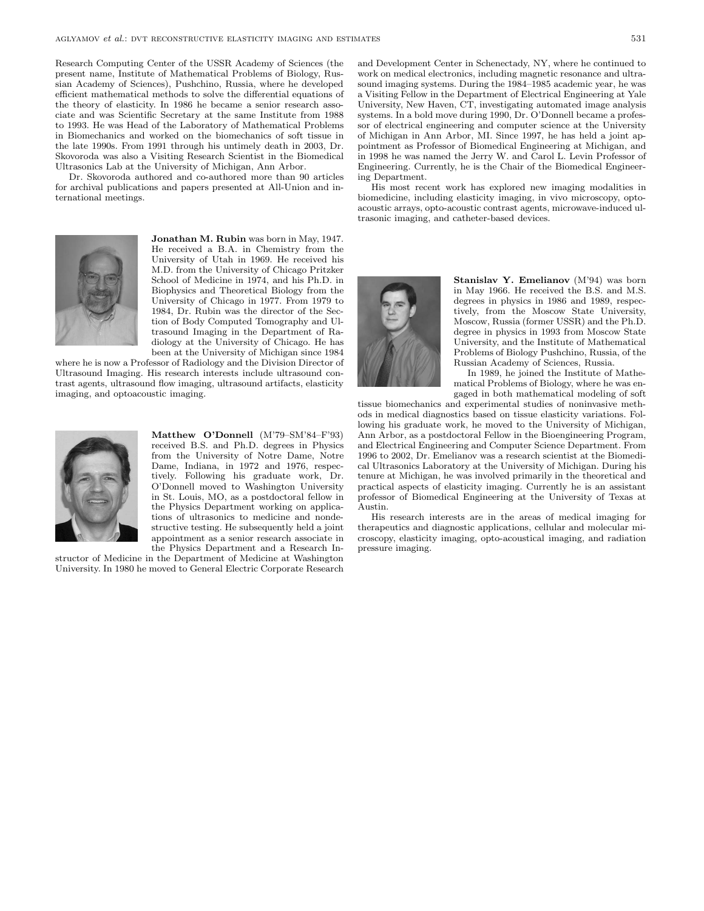Research Computing Center of the USSR Academy of Sciences (the present name, Institute of Mathematical Problems of Biology, Russian Academy of Sciences), Pushchino, Russia, where he developed efficient mathematical methods to solve the differential equations of the theory of elasticity. In 1986 he became a senior research associate and was Scientific Secretary at the same Institute from 1988 to 1993. He was Head of the Laboratory of Mathematical Problems in Biomechanics and worked on the biomechanics of soft tissue in the late 1990s. From 1991 through his untimely death in 2003, Dr. Skovoroda was also a Visiting Research Scientist in the Biomedical Ultrasonics Lab at the University of Michigan, Ann Arbor.

Dr. Skovoroda authored and co-authored more than 90 articles for archival publications and papers presented at All-Union and international meetings.

**Jonathan M. Rubin** was born in May, 1947. He received a B.A. in Chemistry from the University of Utah in 1969. He received his M.D. from the University of Chicago Pritzker School of Medicine in 1974, and his Ph.D. in Biophysics and Theoretical Biology from the University of Chicago in 1977. From 1979 to 1984, Dr. Rubin was the director of the Section of Body Computed Tomography and Ultrasound Imaging in the Department of Radiology at the University of Chicago. He has been at the University of Michigan since 1984 where he is now a Professor of Radiology and the Division Director of Ultrasound Imaging. His research interests include ultrasound contrast agents, ultrasound flow imaging, ultrasound artifacts, elasticity imaging, and optoacoustic imaging.

**Matthew O'Donnell** (M'79–SM'84–F'93) received B.S. and Ph.D. degrees in Physics from the University of Notre Dame, Notre Dame, Indiana, in 1972 and 1976, respectively. Following his graduate work, Dr. O'Donnell moved to Washington University in St. Louis, MO, as a postdoctoral fellow in the Physics Department working on applications of ultrasonics to medicine and nondestructive testing. He subsequently held a joint appointment as a senior research associate in the Physics Department and a Research Instructor of Medicine in the Department of Medicine at Washington University. In 1980 he moved to General Electric Corporate Research and Development Center in Schenectady, NY, where he continued to work on medical electronics, including magnetic resonance and ultrasound imaging systems. During the 1984–1985 academic year, he was a Visiting Fellow in the Department of Electrical Engineering at Yale University, New Haven, CT, investigating automated image analysis systems. In a bold move during 1990, Dr. O'Donnell became a professor of electrical engineering and computer science at the University of Michigan in Ann Arbor, MI. Since 1997, he has held a joint appointment as Professor of Biomedical Engineering at Michigan, and in 1998 he was named the Jerry W. and Carol L. Levin Professor of Engineering. Currently, he is the Chair of the Biomedical Engineering Department.

His most recent work has explored new imaging modalities in biomedicine, including elasticity imaging, in vivo microscopy, optoacoustic arrays, opto-acoustic contrast agents, microwave-induced ultrasonic imaging, and catheter-based devices.

**Stanislav Y. Emelianov** (M'94) was born in May 1966. He received the B.S. and M.S. degrees in physics in 1986 and 1989, respectively, from the Moscow State University, Moscow, Russia (former USSR) and the Ph.D. degree in physics in 1993 from Moscow State University, and the Institute of Mathematical Problems of Biology Pushchino, Russia, of the Russian Academy of Sciences, Russia.

In 1989, he joined the Institute of Mathematical Problems of Biology, where he was engaged in both mathematical modeling of soft tissue biomechanics and experimental studies of noninvasive methods in medical diagnostics based on tissue elasticity variations. Following his graduate work, he moved to the University of Michigan, Ann Arbor, as a postdoctoral Fellow in the Bioengineering Program, and Electrical Engineering and Computer Science Department. From 1996 to 2002, Dr. Emelianov was a research scientist at the Biomedical Ultrasonics Laboratory at the University of Michigan. During his tenure at Michigan, he was involved primarily in the theoretical and practical aspects of elasticity imaging. Currently he is an assistant professor of Biomedical Engineering at the University of Texas at Austin.

His research interests are in the areas of medical imaging for therapeutics and diagnostic applications, cellular and molecular microscopy, elasticity imaging, opto-acoustical imaging, and radiation pressure imaging.